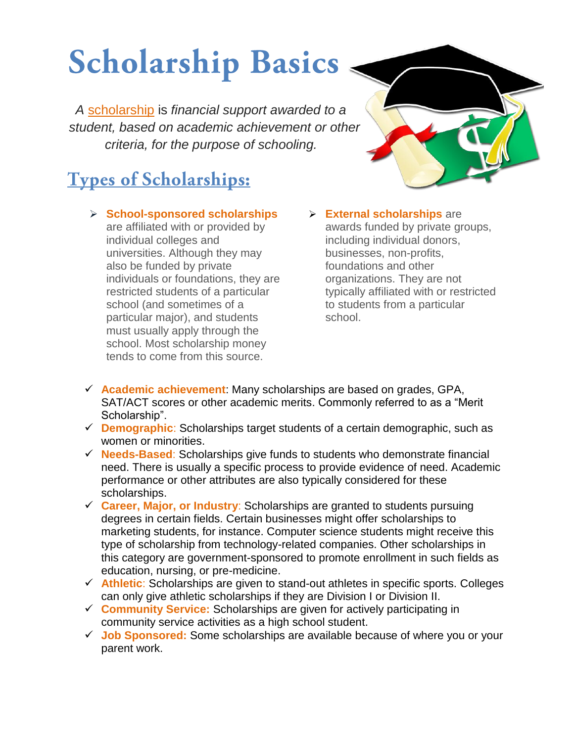# Scholarship Basics

*A* scholarship is *financial support awarded to a student, based on academic achievement or other criteria, for the purpose of schooling.*

## Types of Scholarships:

- **School-sponsored scholarships** are affiliated with or provided by individual colleges and universities. Although they may also be funded by private individuals or foundations, they are restricted students of a particular school (and sometimes of a particular major), and students must usually apply through the school. Most scholarship money tends to come from this source.
- **External scholarships** are awards funded by private groups, including individual donors, businesses, non-profits, foundations and other organizations. They are not typically affiliated with or restricted to students from a particular school.

- ✓ **Academic achievement**: Many scholarships are based on grades, GPA, SAT/ACT scores or other academic merits. Commonly referred to as a "Merit Scholarship".
- ✓ **Demographic**: Scholarships target students of a certain demographic, such as women or minorities.
- ✓ **Needs-Based**: Scholarships give funds to students who demonstrate financial need. There is usually a specific process to provide evidence of need. Academic performance or other attributes are also typically considered for these scholarships.
- ✓ **Career, Major, or Industry**: Scholarships are granted to students pursuing degrees in certain fields. Certain businesses might offer scholarships to marketing students, for instance. Computer science students might receive this type of scholarship from technology-related companies. Other scholarships in this category are government-sponsored to promote enrollment in such fields as education, nursing, or pre-medicine.
- ✓ **Athletic**: Scholarships are given to stand-out athletes in specific sports. Colleges can only give athletic scholarships if they are Division I or Division II.
- ✓ **Community Service:** Scholarships are given for actively participating in community service activities as a high school student.
- ✓ **Job Sponsored:** Some scholarships are available because of where you or your parent work.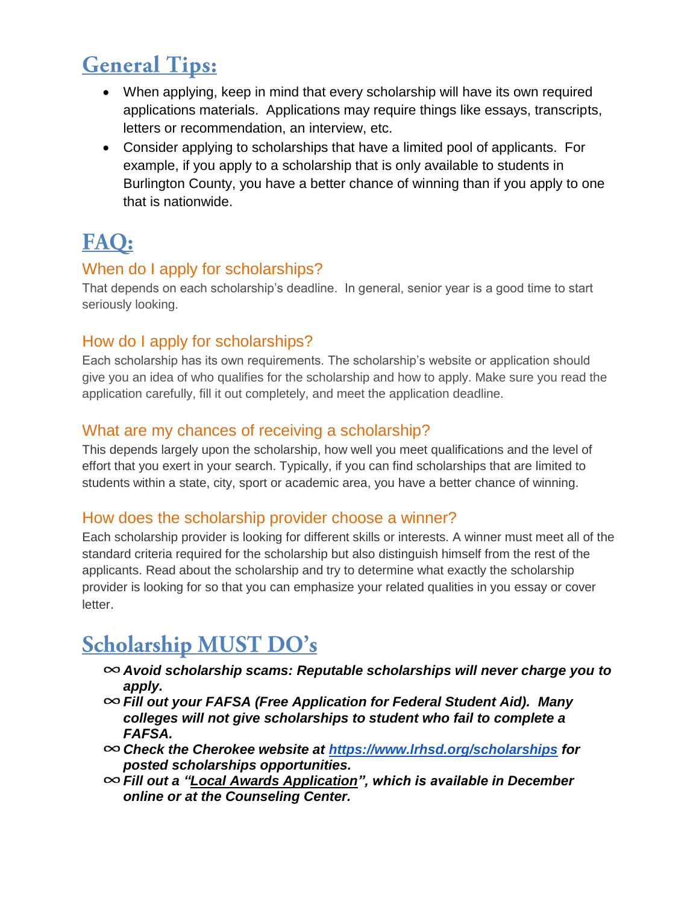## General Tips:

- When applying, keep in mind that every scholarship will have its own required applications materials. Applications may require things like essays, transcripts, letters or recommendation, an interview, etc.
- Consider applying to scholarships that have a limited pool of applicants. For example, if you apply to a scholarship that is only available to students in Burlington County, you have a better chance of winning than if you apply to one that is nationwide.

## FAQ:

### When do I apply for scholarships?

That depends on each scholarship's deadline. In general, senior year is a good time to start seriously looking.

### How do I apply for scholarships?

Each scholarship has its own requirements. The scholarship's website or application should give you an idea of who qualifies for the scholarship and how to apply. Make sure you read the application carefully, fill it out completely, and meet the application deadline.

### What are my chances of receiving a scholarship?

This depends largely upon the scholarship, how well you meet qualifications and the level of effort that you exert in your search. Typically, if you can find scholarships that are limited to students within a state, city, sport or academic area, you have a better chance of winning.

### How does the scholarship provider choose a winner?

Each scholarship provider is looking for different skills or interests. A winner must meet all of the standard criteria required for the scholarship but also distinguish himself from the rest of the applicants. Read about the scholarship and try to determine what exactly the scholarship provider is looking for so that you can emphasize your related qualities in you essay or cover letter.

## Scholarship MUST DO's

- ***Avoid scholarship scams: Reputable scholarships will never charge you to apply.***
- ***Fill out your FAFSA (Free Application for Federal Student Aid). Many colleges will not give scholarships to student who fail to complete a FAFSA.***
- ***Check the Cherokee website at [https://www.lrhsd.org/scholarships](https://www.lrhsd.org/scholarships) for posted scholarships opportunities.***
- ***Fill out a "Local Awards Application", which is available in December online or at the Counseling Center.***